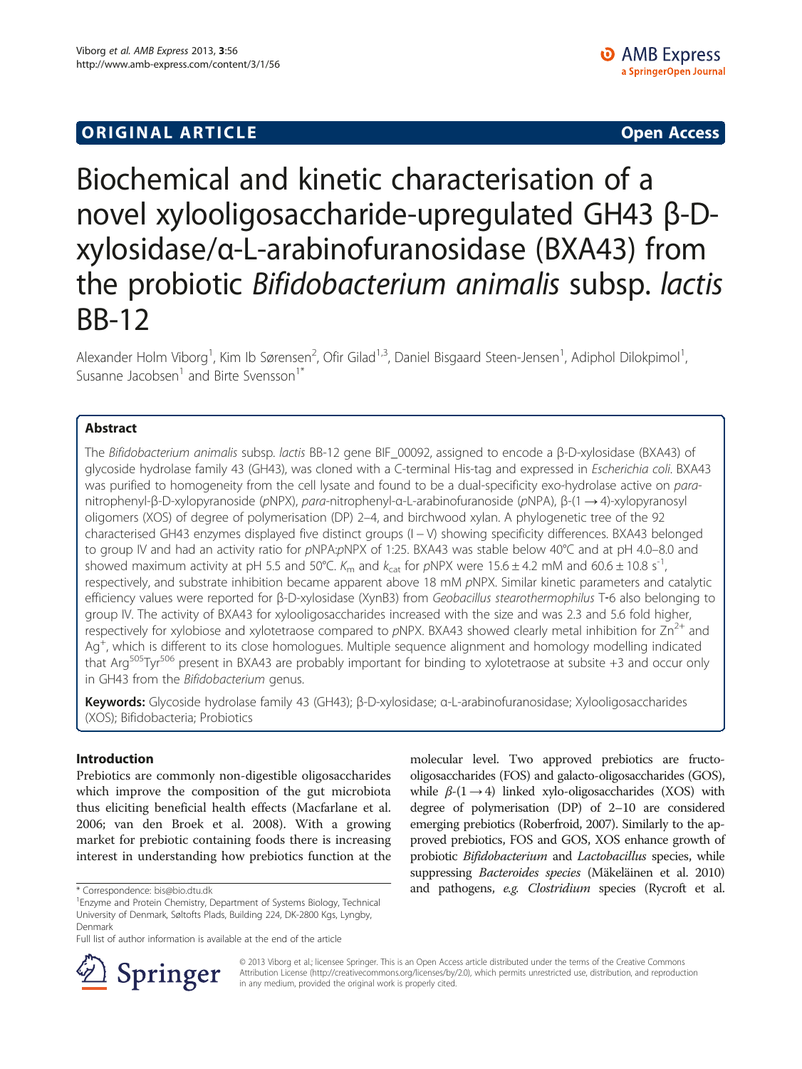ORIGINAL ARTICLE | Open Access

# Biochemical and kinetic characterisation of a novel xylooligosaccharide-upregulated GH43 β-D-xylosidase/α-L-arabinofuranosidase (BXA43) from the probiotic *Bifidobacterium animalis* subsp. *lactis* BB-12

Alexander Holm Viborg[1], Kim Ib Sørensen[2], Ofir Gilad[1,3], Daniel Bisgaard Steen-Jensen[1], Adiphol Dilokpimol[1], Susanne Jacobsen[1] and Birte Svensson[1*]

## Abstract

The *Bifidobacterium animalis* subsp. *lactis* BB-12 gene BIF_00092, assigned to encode a β-D-xylosidase (BXA43) of glycoside hydrolase family 43 (GH43), was cloned with a C-terminal His-tag and expressed in *Escherichia coli*. BXA43 was purified to homogeneity from the cell lysate and found to be a dual-specificity exo-hydrolase active on *para*-nitrophenyl-β-D-xylopyranoside (*p*NPX), *para*-nitrophenyl-α-L-arabinofuranoside (*p*NPA), β-(1 → 4)-xylopyranosyl oligomers (XOS) of degree of polymerisation (DP) 2–4, and birchwood xylan. A phylogenetic tree of the 92 characterised GH43 enzymes displayed five distinct groups (I – V) showing specificity differences. BXA43 belonged to group IV and had an activity ratio for *p*NPA:*p*NPX of 1:25. BXA43 was stable below 40°C and at pH 4.0–8.0 and showed maximum activity at pH 5.5 and 50°C. $K_m$ and $k_{cat}$ for *p*NPX were 15.6 ± 4.2 mM and 60.6 ± 10.8 $s^{-1}$, respectively, and substrate inhibition became apparent above 18 mM *p*NPX. Similar kinetic parameters and catalytic efficiency values were reported for β-D-xylosidase (XynB3) from *Geobacillus stearothermophilus* T-6 also belonging to group IV. The activity of BXA43 for xylooligosaccharides increased with the size and was 2.3 and 5.6 fold higher, respectively for xylobiose and xylotetraose compared to *p*NPX. BXA43 showed clearly metal inhibition for $Zn^{2+}$ and $Ag^{+}$, which is different to its close homologues. Multiple sequence alignment and homology modelling indicated that $Arg^{505}Tyr^{506}$ present in BXA43 are probably important for binding to xylotetraose at subsite +3 and occur only in GH43 from the *Bifidobacterium* genus.

**Keywords:** Glycoside hydrolase family 43 (GH43); β-D-xylosidase; α-L-arabinofuranosidase; Xylooligosaccharides (XOS); Bifidobacteria; Probiotics

## Introduction

Prebiotics are commonly non-digestible oligosaccharides which improve the composition of the gut microbiota thus eliciting beneficial health effects (Macfarlane et al. 2006; van den Broek et al. 2008). With a growing market for prebiotic containing foods there is increasing interest in understanding how prebiotics function at the molecular level. Two approved prebiotics are fructo-oligosaccharides (FOS) and galacto-oligosaccharides (GOS), while *β*-(1 → 4) linked xylo-oligosaccharides (XOS) with degree of polymerisation (DP) of 2–10 are considered emerging prebiotics (Roberfroid, 2007). Similarly to the approved prebiotics, FOS and GOS, XOS enhance growth of probiotic *Bifidobacterium* and *Lactobacillus* species, while suppressing *Bacteroides species* (Mäkeläinen et al. 2010) and pathogens, *e.g. Clostridium* species (Rycroft et al.

* Correspondence: bis@bio.dtu.dk
[1]Enzyme and Protein Chemistry, Department of Systems Biology, Technical University of Denmark, Søltofts Plads, Building 224, DK-2800 Kgs, Lyngby, Denmark
Full list of author information is available at the end of the article

© 2013 Viborg et al.; licensee Springer. This is an Open Access article distributed under the terms of the Creative Commons Attribution License (http://creativecommons.org/licenses/by/2.0), which permits unrestricted use, distribution, and reproduction in any medium, provided the original work is properly cited.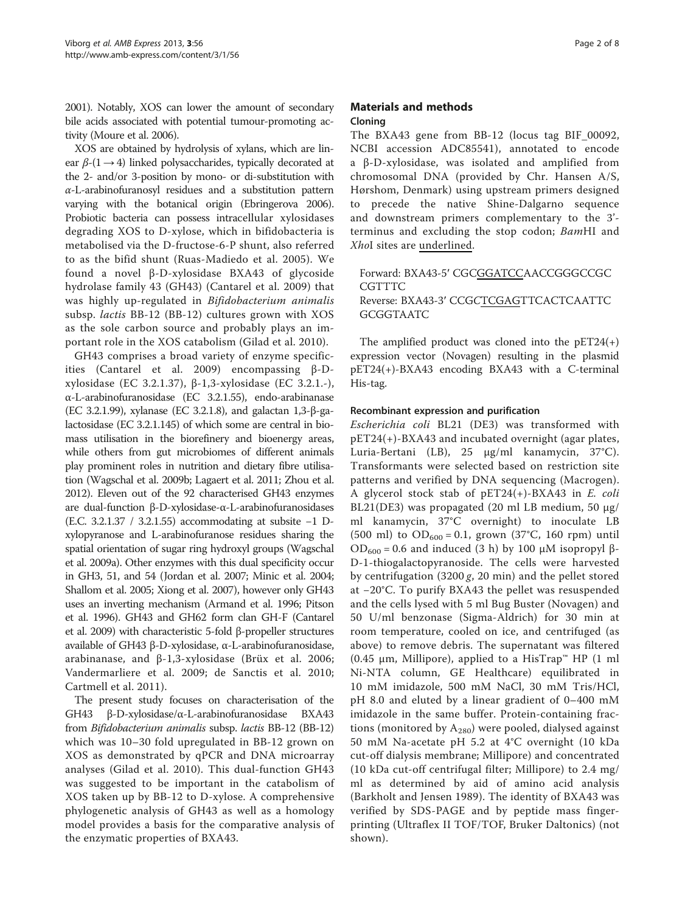2001). Notably, XOS can lower the amount of secondary bile acids associated with potential tumour-promoting activity (Moure et al. 2006).

XOS are obtained by hydrolysis of xylans, which are linear $\beta$-(1 → 4) linked polysaccharides, typically decorated at the 2- and/or 3-position by mono- or di-substitution with $\alpha$-L-arabinofuranosyl residues and a substitution pattern varying with the botanical origin (Ebringerova 2006). Probiotic bacteria can possess intracellular xylosidases degrading XOS to D-xylose, which in bifidobacteria is metabolised via the D-fructose-6-P shunt, also referred to as the bifid shunt (Ruas-Madiedo et al. 2005). We found a novel β-D-xylosidase BXA43 of glycoside hydrolase family 43 (GH43) (Cantarel et al. 2009) that was highly up-regulated in *Bifidobacterium animalis* subsp. *lactis* BB-12 (BB-12) cultures grown with XOS as the sole carbon source and probably plays an important role in the XOS catabolism (Gilad et al. 2010).

GH43 comprises a broad variety of enzyme specificities (Cantarel et al. 2009) encompassing β-D-xylosidase (EC 3.2.1.37), β-1,3-xylosidase (EC 3.2.1.-), α-L-arabinofuranosidase (EC 3.2.1.55), endo-arabinanase (EC 3.2.1.99), xylanase (EC 3.2.1.8), and galactan 1,3-β-galactosidase (EC 3.2.1.145) of which some are central in biomass utilisation in the biorefinery and bioenergy areas, while others from gut microbiomes of different animals play prominent roles in nutrition and dietary fibre utilisation (Wagschal et al. 2009b; Lagaert et al. 2011; Zhou et al. 2012). Eleven out of the 92 characterised GH43 enzymes are dual-function β-D-xylosidase-α-L-arabinofuranosidases (E.C. 3.2.1.37 / 3.2.1.55) accommodating at subsite −1 D-xylopyranose and L-arabinofuranose residues sharing the spatial orientation of sugar ring hydroxyl groups (Wagschal et al. 2009a). Other enzymes with this dual specificity occur in GH3, 51, and 54 (Jordan et al. 2007; Minic et al. 2004; Shallom et al. 2005; Xiong et al. 2007), however only GH43 uses an inverting mechanism (Armand et al. 1996; Pitson et al. 1996). GH43 and GH62 form clan GH-F (Cantarel et al. 2009) with characteristic 5-fold β-propeller structures available of GH43 β-D-xylosidase, α-L-arabinofuranosidase, arabinanase, and β-1,3-xylosidase (Brüx et al. 2006; Vandermarliere et al. 2009; de Sanctis et al. 2010; Cartmell et al. 2011).

The present study focuses on characterisation of the GH43 β-D-xylosidase/α-L-arabinofuranosidase BXA43 from *Bifidobacterium animalis* subsp. *lactis* BB-12 (BB-12) which was 10–30 fold upregulated in BB-12 grown on XOS as demonstrated by qPCR and DNA microarray analyses (Gilad et al. 2010). This dual-function GH43 was suggested to be important in the catabolism of XOS taken up by BB-12 to D-xylose. A comprehensive phylogenetic analysis of GH43 as well as a homology model provides a basis for the comparative analysis of the enzymatic properties of BXA43.

## Materials and methods

### Cloning

The BXA43 gene from BB-12 (locus tag BIF_00092, NCBI accession ADC85541), annotated to encode a β-D-xylosidase, was isolated and amplified from chromosomal DNA (provided by Chr. Hansen A/S, Hørshom, Denmark) using upstream primers designed to precede the native Shine-Dalgarno sequence and downstream primers complementary to the 3'-terminus and excluding the stop codon; *Bam*HI and *Xho*I sites are underlined.

Forward: BXA43-5' CGC<u>GGATCC</u>AACCGGGCCGC CGTTTC
Reverse: BXA43-3' CCGC<u>TCGAG</u>TTCACTCAATTC GCGGTAATC

The amplified product was cloned into the pET24(+) expression vector (Novagen) resulting in the plasmid pET24(+)-BXA43 encoding BXA43 with a C-terminal His-tag.

### Recombinant expression and purification

*Escherichia coli* BL21 (DE3) was transformed with pET24(+)-BXA43 and incubated overnight (agar plates, Luria-Bertani (LB), 25 μg/ml kanamycin, 37°C). Transformants were selected based on restriction site patterns and verified by DNA sequencing (Macrogen). A glycerol stock stab of pET24(+)-BXA43 in *E. coli* BL21(DE3) was propagated (20 ml LB medium, 50 μg/ml kanamycin, 37°C overnight) to inoculate LB (500 ml) to $OD_{600}$ = 0.1, grown (37°C, 160 rpm) until $OD_{600}$ = 0.6 and induced (3 h) by 100 μM isopropyl β-D-1-thiogalactopyranoside. The cells were harvested by centrifugation (3200 *g*, 20 min) and the pellet stored at −20°C. To purify BXA43 the pellet was resuspended and the cells lysed with 5 ml Bug Buster (Novagen) and 50 U/ml benzonase (Sigma-Aldrich) for 30 min at room temperature, cooled on ice, and centrifuged (as above) to remove debris. The supernatant was filtered (0.45 μm, Millipore), applied to a HisTrap™ HP (1 ml Ni-NTA column, GE Healthcare) equilibrated in 10 mM imidazole, 500 mM NaCl, 30 mM Tris/HCl, pH 8.0 and eluted by a linear gradient of 0–400 mM imidazole in the same buffer. Protein-containing fractions (monitored by $A_{280}$) were pooled, dialysed against 50 mM Na-acetate pH 5.2 at 4°C overnight (10 kDa cut-off dialysis membrane; Millipore) and concentrated (10 kDa cut-off centrifugal filter; Millipore) to 2.4 mg/ml as determined by aid of amino acid analysis (Barkholt and Jensen 1989). The identity of BXA43 was verified by SDS-PAGE and by peptide mass fingerprinting (Ultraflex II TOF/TOF, Bruker Daltonics) (not shown).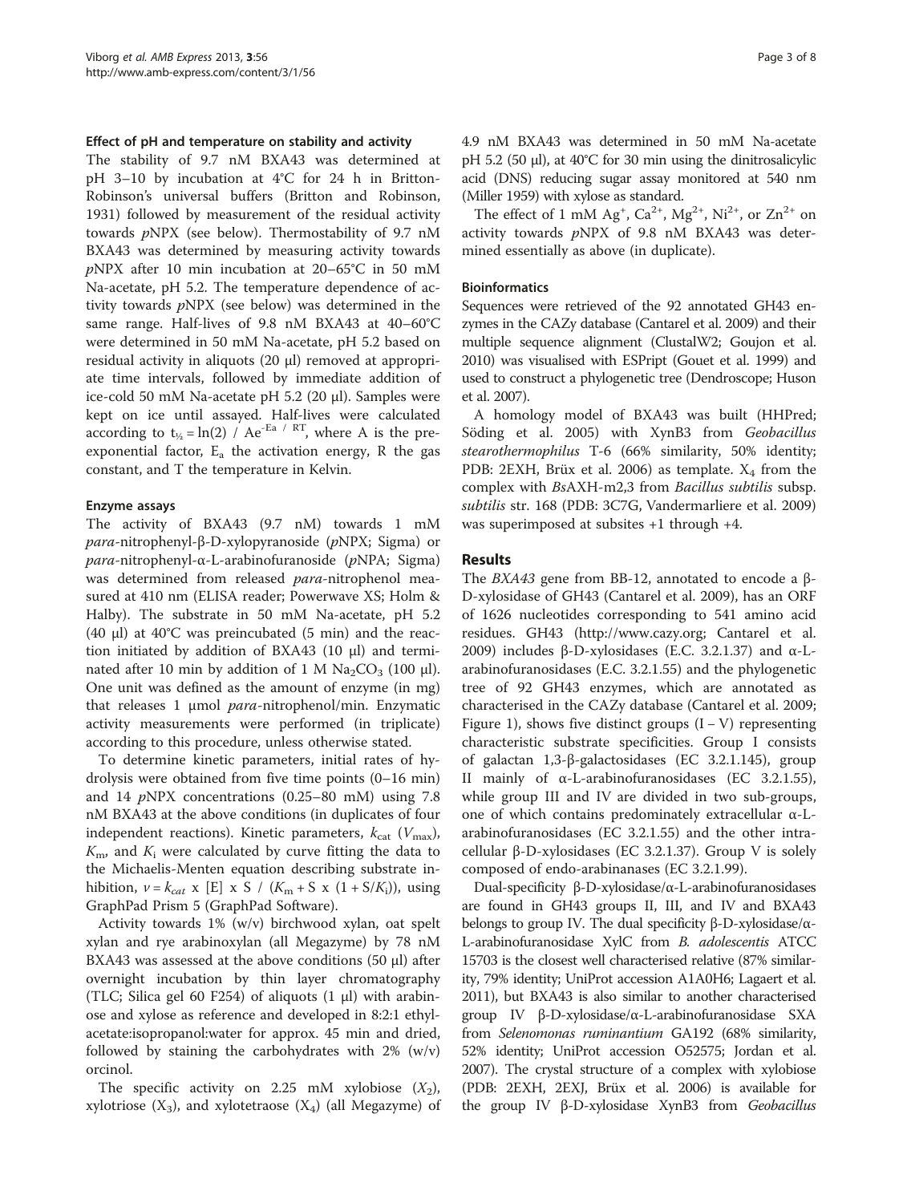### Effect of pH and temperature on stability and activity

The stability of 9.7 nM BXA43 was determined at pH 3–10 by incubation at 4°C for 24 h in Britton-Robinson's universal buffers (Britton and Robinson, 1931) followed by measurement of the residual activity towards *p*NPX (see below). Thermostability of 9.7 nM BXA43 was determined by measuring activity towards *p*NPX after 10 min incubation at 20–65°C in 50 mM Na-acetate, pH 5.2. The temperature dependence of activity towards *p*NPX (see below) was determined in the same range. Half-lives of 9.8 nM BXA43 at 40–60°C were determined in 50 mM Na-acetate, pH 5.2 based on residual activity in aliquots (20 μl) removed at appropriate time intervals, followed by immediate addition of ice-cold 50 mM Na-acetate pH 5.2 (20 μl). Samples were kept on ice until assayed. Half-lives were calculated according to $t_{½} = \ln(2) / Ae^{-E_a / RT}$, where A is the pre-exponential factor, $E_a$ the activation energy, R the gas constant, and T the temperature in Kelvin.

### Enzyme assays

The activity of BXA43 (9.7 nM) towards 1 mM *para*-nitrophenyl-β-D-xylopyranoside (*p*NPX; Sigma) or *para*-nitrophenyl-α-L-arabinofuranoside (*p*NPA; Sigma) was determined from released *para*-nitrophenol measured at 410 nm (ELISA reader; Powerwave XS; Holm & Halby). The substrate in 50 mM Na-acetate, pH 5.2 (40 μl) at 40°C was preincubated (5 min) and the reaction initiated by addition of BXA43 (10 μl) and terminated after 10 min by addition of 1 M $Na_2CO_3$ (100 μl). One unit was defined as the amount of enzyme (in mg) that releases 1 μmol *para*-nitrophenol/min. Enzymatic activity measurements were performed (in triplicate) according to this procedure, unless otherwise stated.

To determine kinetic parameters, initial rates of hydrolysis were obtained from five time points (0–16 min) and 14 *p*NPX concentrations (0.25–80 mM) using 7.8 nM BXA43 at the above conditions (in duplicates of four independent reactions). Kinetic parameters, $k_{cat}$ ($V_{max}$), $K_m$, and $K_i$ were calculated by curve fitting the data to the Michaelis-Menten equation describing substrate inhibition, $v = k_{cat} \times [E] \times S / (K_m + S \times (1 + S/K_i))$, using GraphPad Prism 5 (GraphPad Software).

Activity towards 1% (w/v) birchwood xylan, oat spelt xylan and rye arabinoxylan (all Megazyme) by 78 nM BXA43 was assessed at the above conditions (50 μl) after overnight incubation by thin layer chromatography (TLC; Silica gel 60 F254) of aliquots (1 μl) with arabinose and xylose as reference and developed in 8:2:1 ethylacetate:isopropanol:water for approx. 45 min and dried, followed by staining the carbohydrates with 2% (w/v) orcinol.

The specific activity on 2.25 mM xylobiose ($X_2$), xylotriose ($X_3$), and xylotetraose ($X_4$) (all Megazyme) of 4.9 nM BXA43 was determined in 50 mM Na-acetate pH 5.2 (50 μl), at 40°C for 30 min using the dinitrosalicylic acid (DNS) reducing sugar assay monitored at 540 nm (Miller 1959) with xylose as standard.

The effect of 1 mM $Ag^{+}$, $Ca^{2+}$, $Mg^{2+}$, $Ni^{2+}$, or $Zn^{2+}$ on activity towards *p*NPX of 9.8 nM BXA43 was determined essentially as above (in duplicate).

### Bioinformatics

Sequences were retrieved of the 92 annotated GH43 enzymes in the CAZy database (Cantarel et al. 2009) and their multiple sequence alignment (ClustalW2; Goujon et al. 2010) was visualised with ESPript (Gouet et al. 1999) and used to construct a phylogenetic tree (Dendroscope; Huson et al. 2007).

A homology model of BXA43 was built (HHPred; Söding et al. 2005) with XynB3 from *Geobacillus stearothermophilus* T-6 (66% similarity, 50% identity; PDB: 2EXH, Brüx et al. 2006) as template. $X_4$ from the complex with *Bs*AXH-m2,3 from *Bacillus subtilis* subsp. *subtilis* str. 168 (PDB: 3C7G, Vandermarliere et al. 2009) was superimposed at subsites +1 through +4.

## Results

The *BXA43* gene from BB-12, annotated to encode a β-D-xylosidase of GH43 (Cantarel et al. 2009), has an ORF of 1626 nucleotides corresponding to 541 amino acid residues. GH43 (http://www.cazy.org; Cantarel et al. 2009) includes β-D-xylosidases (E.C. 3.2.1.37) and α-L-arabinofuranosidases (E.C. 3.2.1.55) and the phylogenetic tree of 92 GH43 enzymes, which are annotated as characterised in the CAZy database (Cantarel et al. 2009; Figure 1), shows five distinct groups (I – V) representing characteristic substrate specificities. Group I consists of galactan 1,3-β-galactosidases (EC 3.2.1.145), group II mainly of α-L-arabinofuranosidases (EC 3.2.1.55), while group III and IV are divided in two sub-groups, one of which contains predominately extracellular α-L-arabinofuranosidases (EC 3.2.1.55) and the other intracellular β-D-xylosidases (EC 3.2.1.37). Group V is solely composed of endo-arabinanases (EC 3.2.1.99).

Dual-specificity β-D-xylosidase/α-L-arabinofuranosidases are found in GH43 groups II, III, and IV and BXA43 belongs to group IV. The dual specificity β-D-xylosidase/α-L-arabinofuranosidase XylC from *B. adolescentis* ATCC 15703 is the closest well characterised relative (87% similarity, 79% identity; UniProt accession A1A0H6; Lagaert et al. 2011), but BXA43 is also similar to another characterised group IV β-D-xylosidase/α-L-arabinofuranosidase SXA from *Selenomonas ruminantium* GA192 (68% similarity, 52% identity; UniProt accession O52575; Jordan et al. 2007). The crystal structure of a complex with xylobiose (PDB: 2EXH, 2EXJ, Brüx et al. 2006) is available for the group IV β-D-xylosidase XynB3 from *Geobacillus*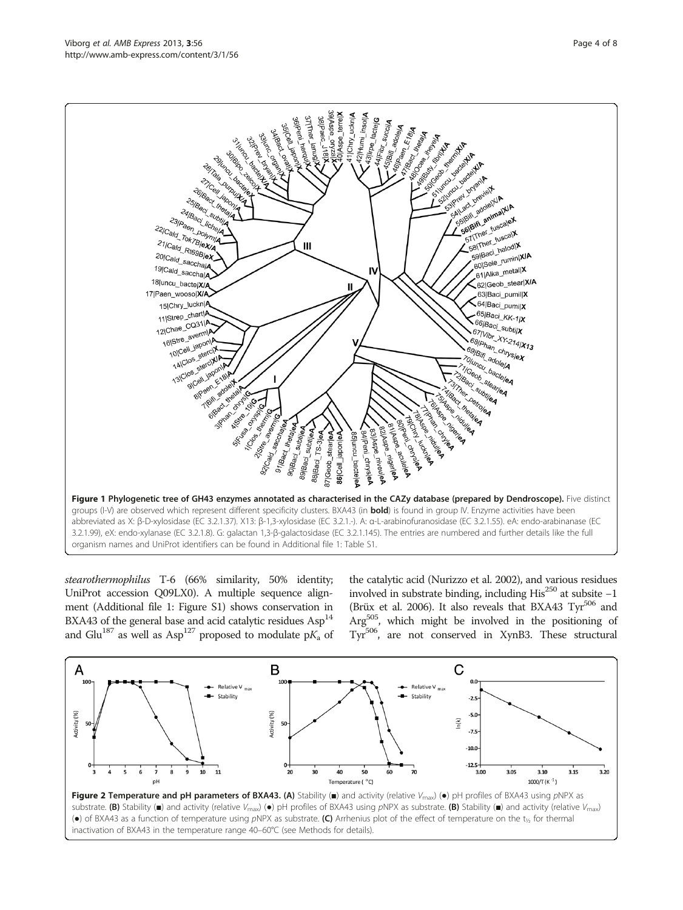**Figure 1 Phylogenetic tree of GH43 enzymes annotated as characterised in the CAZy database (prepared by Dendroscope).** Five distinct groups (I-V) are observed which represent different specificity clusters. BXA43 (in **bold**) is found in group IV. Enzyme activities have been abbreviated as X: β-D-xylosidase (EC 3.2.1.37). X13: β-1,3-xylosidase (EC 3.2.1.-). A: α-L-arabinofuranosidase (EC 3.2.1.55). eA: endo-arabinanase (EC 3.2.1.99), eX: endo-xylanase (EC 3.2.1.8). G: galactan 1,3-β-galactosidase (EC 3.2.1.145). The entries are numbered and further details like the full organism names and UniProt identifiers can be found in Additional file 1: Table S1.

*stearothermophilus* T-6 (66% similarity, 50% identity; UniProt accession Q09LX0). A multiple sequence alignment (Additional file 1: Figure S1) shows conservation in BXA43 of the general base and acid catalytic residues Asp[14] and Glu[187] as well as Asp[127] proposed to modulate p$K_a$ of the catalytic acid (Nurizzo et al. 2002), and various residues involved in substrate binding, including His[250] at subsite −1 (Brüx et al. 2006). It also reveals that BXA43 Tyr[506] and Arg[505], which might be involved in the positioning of Tyr[506], are not conserved in XynB3. These structural

**Figure 2 Temperature and pH parameters of BXA43. (A)** Stability (■) and activity (relative $V_{max}$) (●) pH profiles of BXA43 using *p*NPX as substrate. **(B)** Stability (■) and activity (relative $V_{max}$) (●) pH profiles of BXA43 using *p*NPX as substrate. **(B)** Stability (■) and activity (relative $V_{max}$) (●) of BXA43 as a function of temperature using *p*NPX as substrate. **(C)** Arrhenius plot of the effect of temperature on the $t_{½}$ for thermal inactivation of BXA43 in the temperature range 40–60°C (see Methods for details).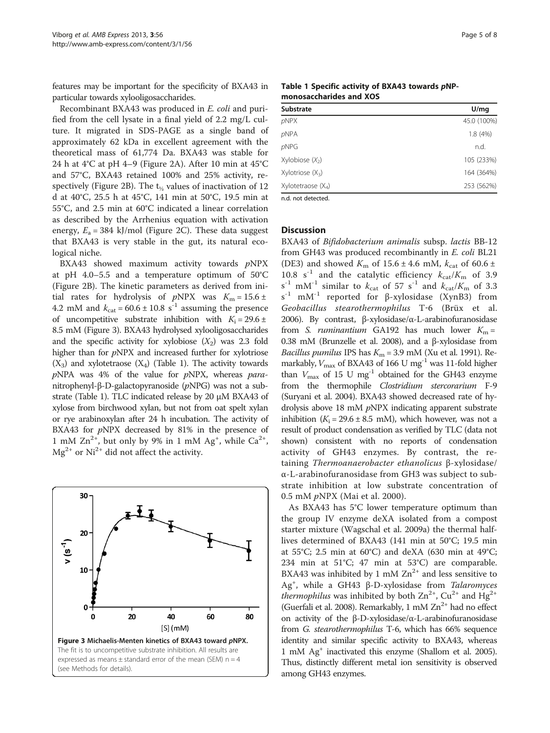features may be important for the specificity of BXA43 in particular towards xylooligosaccharides.

Recombinant BXA43 was produced in *E. coli* and purified from the cell lysate in a final yield of 2.2 mg/L culture. It migrated in SDS-PAGE as a single band of approximately 62 kDa in excellent agreement with the theoretical mass of 61,774 Da. BXA43 was stable for 24 h at 4°C at pH 4–9 (Figure 2A). After 10 min at 45°C and 57°C, BXA43 retained 100% and 25% activity, respectively (Figure 2B). The $t_{½}$ values of inactivation of 12 d at 40°C, 25.5 h at 45°C, 141 min at 50°C, 19.5 min at 55°C, and 2.5 min at 60°C indicated a linear correlation as described by the Arrhenius equation with activation energy, $E_a$ = 384 kJ/mol (Figure 2C). These data suggest that BXA43 is very stable in the gut, its natural ecological niche.

BXA43 showed maximum activity towards *p*NPX at pH 4.0–5.5 and a temperature optimum of 50°C (Figure 2B). The kinetic parameters as derived from initial rates for hydrolysis of *p*NPX was $K_m$ = 15.6 ± 4.2 mM and $k_{cat}$ = 60.6 ± 10.8 $s^{-1}$ assuming the presence of uncompetitive substrate inhibition with $K_i$ = 29.6 ± 8.5 mM (Figure 3). BXA43 hydrolysed xylooligosaccharides and the specific activity for xylobiose ($X_2$) was 2.3 fold higher than for *p*NPX and increased further for xylotriose ($X_3$) and xylotetraose ($X_4$) (Table 1). The activity towards *p*NPA was 4% of the value for *p*NPX, whereas *para*-nitrophenyl-β-D-galactopyranoside (*p*NPG) was not a substrate (Table 1). TLC indicated release by 20 μM BXA43 of xylose from birchwood xylan, but not from oat spelt xylan or rye arabinoxylan after 24 h incubation. The activity of BXA43 for *p*NPX decreased by 81% in the presence of 1 mM $Zn^{2+}$, but only by 9% in 1 mM $Ag^{+}$, while $Ca^{2+}$, $Mg^{2+}$ or $Ni^{2+}$ did not affect the activity.

**Figure 3 Michaelis-Menten kinetics of BXA43 toward *p*NPX.** The fit is to uncompetitive substrate inhibition. All results are expressed as means ± standard error of the mean (SEM) n = 4 (see Methods for details).

**Table 1 Specific activity of BXA43 towards *p*NP-monosaccharides and XOS**

| Substrate | U/mg |
|---|---|
| *p*NPX | 45.0 (100%) |
| *p*NPA | 1.8 (4%) |
| *p*NPG | n.d. |
| Xylobiose ($X_2$) | 105 (233%) |
| Xylotriose ($X_3$) | 164 (364%) |
| Xylotetraose ($X_4$) | 253 (562%) |

n.d. not detected.

## Discussion

BXA43 of *Bifidobacterium animalis* subsp. *lactis* BB-12 from GH43 was produced recombinantly in *E. coli* BL21 (DE3) and showed $K_m$ of 15.6 ± 4.6 mM, $k_{cat}$ of 60.6 ± 10.8 $s^{-1}$ and the catalytic efficiency $k_{cat}/K_m$ of 3.9 $s^{-1}$ $mM^{-1}$ similar to $k_{cat}$ of 57 $s^{-1}$ and $k_{cat}/K_m$ of 3.3 $s^{-1}$ $mM^{-1}$ reported for β-xylosidase (XynB3) from *Geobacillus stearothermophilus* T-6 (Brüx et al. 2006). By contrast, β-xylosidase/α-L-arabinofuranosidase from *S. ruminantium* GA192 has much lower $K_m$ = 0.38 mM (Brunzelle et al. 2008), and a β-xylosidase from *Bacillus pumilus* IPS has $K_m$ = 3.9 mM (Xu et al. 1991). Remarkably, $V_{max}$ of BXA43 of 166 U $mg^{-1}$ was 11-fold higher than $V_{max}$ of 15 U $mg^{-1}$ obtained for the GH43 enzyme from the thermophile *Clostridium stercorarium* F-9 (Suryani et al. 2004). BXA43 showed decreased rate of hydrolysis above 18 mM *p*NPX indicating apparent substrate inhibition ($K_i$ = 29.6 ± 8.5 mM), which however, was not a result of product condensation as verified by TLC (data not shown) consistent with no reports of condensation activity of GH43 enzymes. By contrast, the retaining *Thermoanaerobacter ethanolicus* β-xylosidase/α-L-arabinofuranosidase from GH3 was subject to substrate inhibition at low substrate concentration of 0.5 mM *p*NPX (Mai et al. 2000).

As BXA43 has 5°C lower temperature optimum than the group IV enzyme deXA isolated from a compost starter mixture (Wagschal et al. 2009a) the thermal half-lives determined of BXA43 (141 min at 50°C; 19.5 min at 55°C; 2.5 min at 60°C) and deXA (630 min at 49°C; 234 min at 51°C; 47 min at 53°C) are comparable. BXA43 was inhibited by 1 mM $Zn^{2+}$ and less sensitive to $Ag^{+}$, while a GH43 β-D-xylosidase from *Talaromyces thermophilus* was inhibited by both $Zn^{2+}$, $Cu^{2+}$ and $Hg^{2+}$ (Guerfali et al. 2008). Remarkably, 1 mM $Zn^{2+}$ had no effect on activity of the β-D-xylosidase/α-L-arabinofuranosidase from *G. stearothermophilus* T-6, which has 66% sequence identity and similar specific activity to BXA43, whereas 1 mM $Ag^{+}$ inactivated this enzyme (Shallom et al. 2005). Thus, distinctly different metal ion sensitivity is observed among GH43 enzymes.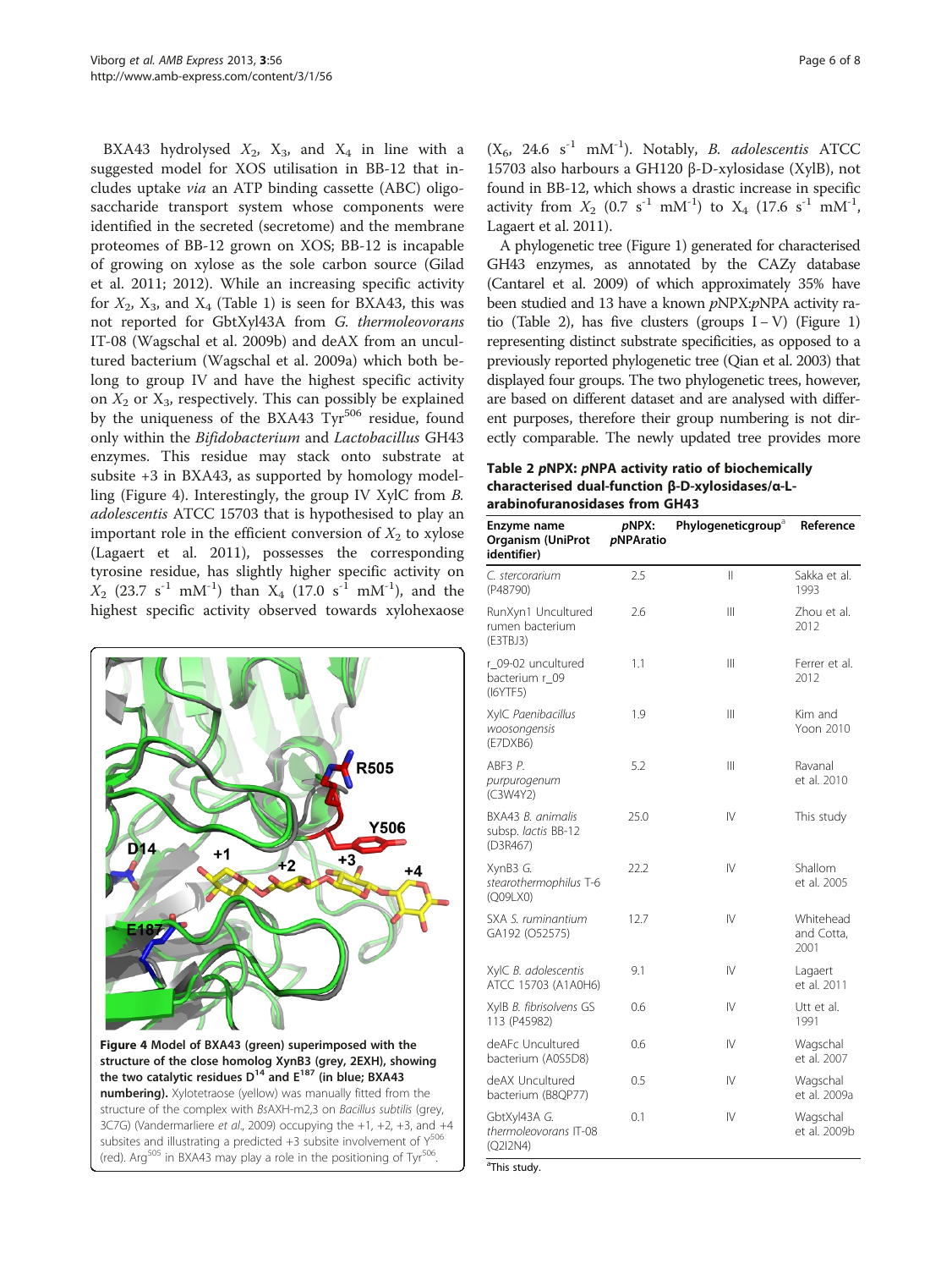BXA43 hydrolysed $X_2$, $X_3$, and $X_4$ in line with a suggested model for XOS utilisation in BB-12 that includes uptake *via* an ATP binding cassette (ABC) oligosaccharide transport system whose components were identified in the secreted (secretome) and the membrane proteomes of BB-12 grown on XOS; BB-12 is incapable of growing on xylose as the sole carbon source (Gilad et al. 2011; 2012). While an increasing specific activity for $X_2$, $X_3$, and $X_4$ (Table 1) is seen for BXA43, this was not reported for GbtXyl43A from *G. thermoleovorans* IT-08 (Wagschal et al. 2009b) and deAX from an uncultured bacterium (Wagschal et al. 2009a) which both belong to group IV and have the highest specific activity on $X_2$ or $X_3$, respectively. This can possibly be explained by the uniqueness of the BXA43 Tyr[506] residue, found only within the *Bifidobacterium* and *Lactobacillus* GH43 enzymes. This residue may stack onto substrate at subsite +3 in BXA43, as supported by homology modelling (Figure 4). Interestingly, the group IV XylC from *B. adolescentis* ATCC 15703 that is hypothesised to play an important role in the efficient conversion of $X_2$ to xylose (Lagaert et al. 2011), possesses the corresponding tyrosine residue, has slightly higher specific activity on $X_2$ (23.7 $s^{-1}$ $mM^{-1}$) than $X_4$ (17.0 $s^{-1}$ $mM^{-1}$), and the highest specific activity observed towards xylohexaose ($X_6$, 24.6 $s^{-1}$ $mM^{-1}$). Notably, *B. adolescentis* ATCC 15703 also harbours a GH120 β-D-xylosidase (XylB), not found in BB-12, which shows a drastic increase in specific activity from $X_2$ (0.7 $s^{-1}$ $mM^{-1}$) to $X_4$ (17.6 $s^{-1}$ $mM^{-1}$, Lagaert et al. 2011).

**Figure 4 Model of BXA43 (green) superimposed with the structure of the close homolog XynB3 (grey, 2EXH), showing the two catalytic residues D[14] and E[187] (in blue; BXA43 numbering).** Xylotetraose (yellow) was manually fitted from the structure of the complex with *Bs*AXH-m2,3 on *Bacillus subtilis* (grey, 3C7G) (Vandermarliere *et al.*, 2009) occupying the +1, +2, +3, and +4 subsites and illustrating a predicted +3 subsite involvement of Y[506] (red). Arg[505] in BXA43 may play a role in the positioning of Tyr[506].

A phylogenetic tree (Figure 1) generated for characterised GH43 enzymes, as annotated by the CAZy database (Cantarel et al. 2009) of which approximately 35% have been studied and 13 have a known *p*NPX:*p*NPA activity ratio (Table 2), has five clusters (groups I – V) (Figure 1) representing distinct substrate specificities, as opposed to a previously reported phylogenetic tree (Qian et al. 2003) that displayed four groups. The two phylogenetic trees, however, are based on different dataset and are analysed with different purposes, therefore their group numbering is not directly comparable. The newly updated tree provides more

**Table 2 *p*NPX: *p*NPA activity ratio of biochemically characterised dual-function β-D-xylosidases/α-L-arabinofuranosidases from GH43**

| Enzyme name Organism (UniProt identifier) | *p*NPX: *p*NPAratio | Phylogeneticgroup[a] | Reference |
|---|---|---|---|
| *C. stercorarium* (P48790) | 2.5 | II | Sakka et al. 1993 |
| RunXyn1 Uncultured rumen bacterium (E3TBJ3) | 2.6 | III | Zhou et al. 2012 |
| r_09-02 uncultured bacterium r_09 (I6YTF5) | 1.1 | III | Ferrer et al. 2012 |
| XylC *Paenibacillus woosongensis* (E7DXB6) | 1.9 | III | Kim and Yoon 2010 |
| ABF3 *P. purpurogenum* (C3W4Y2) | 5.2 | III | Ravanal et al. 2010 |
| BXA43 *B. animalis* subsp. *lactis* BB-12 (D3R467) | 25.0 | IV | This study |
| XynB3 *G. stearothermophilus* T-6 (Q09LX0) | 22.2 | IV | Shallom et al. 2005 |
| SXA *S. ruminantium* GA192 (O52575) | 12.7 | IV | Whitehead and Cotta, 2001 |
| XylC *B. adolescentis* ATCC 15703 (A1A0H6) | 9.1 | IV | Lagaert et al. 2011 |
| XylB *B. fibrisolvens* GS 113 (P45982) | 0.6 | IV | Utt et al. 1991 |
| deAFc Uncultured bacterium (A0S5D8) | 0.6 | IV | Wagschal et al. 2007 |
| deAX Uncultured bacterium (B8QP77) | 0.5 | IV | Wagschal et al. 2009a |
| GbtXyl43A *G. thermoleovorans* IT-08 (Q2I2N4) | 0.1 | IV | Wagschal et al. 2009b |

[a]This study.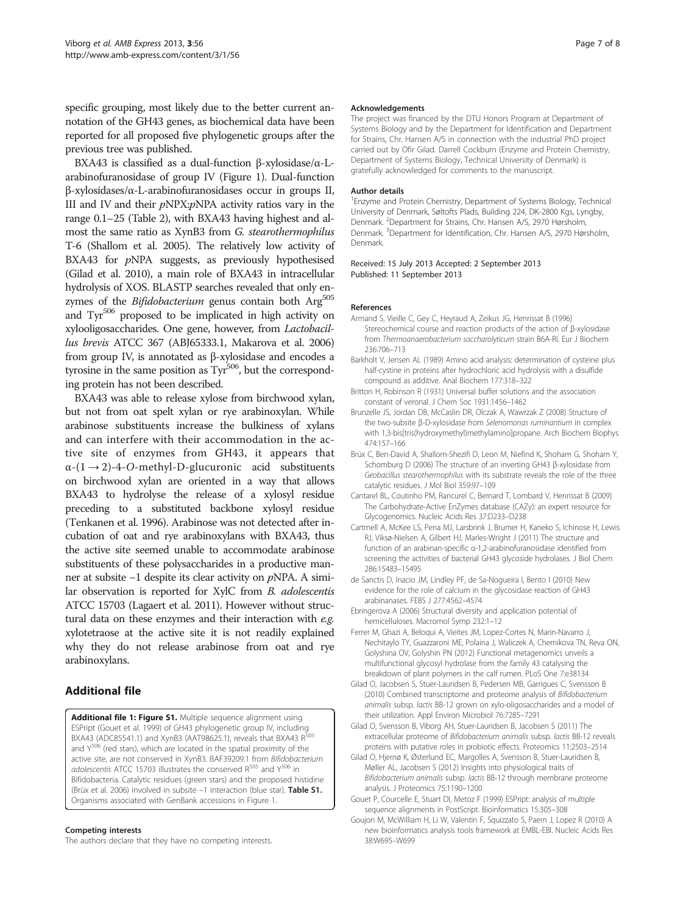specific grouping, most likely due to the better current annotation of the GH43 genes, as biochemical data have been reported for all proposed five phylogenetic groups after the previous tree was published.

BXA43 is classified as a dual-function β-xylosidase/α-L-arabinofuranosidase of group IV (Figure 1). Dual-function β-xylosidases/α-L-arabinofuranosidases occur in groups II, III and IV and their *p*NPX:*p*NPA activity ratios vary in the range 0.1–25 (Table 2), with BXA43 having highest and almost the same ratio as XynB3 from *G. stearothermophilus* T-6 (Shallom et al. 2005). The relatively low activity of BXA43 for *p*NPA suggests, as previously hypothesised (Gilad et al. 2010), a main role of BXA43 in intracellular hydrolysis of XOS. BLASTP searches revealed that only enzymes of the *Bifidobacterium* genus contain both $Arg^{505}$ and $Tyr^{506}$ proposed to be implicated in high activity on xylooligosaccharides. One gene, however, from *Lactobacillus brevis* ATCC 367 (ABJ65333.1, Makarova et al. 2006) from group IV, is annotated as β-xylosidase and encodes a tyrosine in the same position as $Tyr^{506}$, but the corresponding protein has not been described.

BXA43 was able to release xylose from birchwood xylan, but not from oat spelt xylan or rye arabinoxylan. While arabinose substituents increase the bulkiness of xylans and can interfere with their accommodation in the active site of enzymes from GH43, it appears that α-(1 → 2)-4-*O*-methyl-D-glucuronic acid substituents on birchwood xylan are oriented in a way that allows BXA43 to hydrolyse the release of a xylosyl residue preceding to a substituted backbone xylosyl residue (Tenkanen et al. 1996). Arabinose was not detected after incubation of oat and rye arabinoxylans with BXA43, thus the active site seemed unable to accommodate arabinose substituents of these polysaccharides in a productive manner at subsite −1 despite its clear activity on *p*NPA. A similar observation is reported for XylC from *B. adolescentis* ATCC 15703 (Lagaert et al. 2011). However without structural data on these enzymes and their interaction with *e.g.* xylotetraose at the active site it is not readily explained why they do not release arabinose from oat and rye arabinoxylans.

## Additional file

**Additional file 1: Figure S1.** Multiple sequence alignment using ESPript (Gouet et al. 1999) of GH43 phylogenetic group IV, including BXA43 (ADC85541.1) and XynB3 (AAT98625.1), reveals that BXA43 $R^{505}$ and $Y^{506}$ (red stars), which are located in the spatial proximity of the active site, are not conserved in XynB3. BAF39209.1 from *Bifidobacterium adolescentis* ATCC 15703 illustrates the conserved $R^{505}$ and $Y^{506}$ in Bifidobacteria. Catalytic residues (green stars) and the proposed histidine (Brüx et al. 2006) involved in subsite −1 interaction (blue star). **Table S1.** Organisms associated with GenBank accessions in Figure 1.

#### Competing interests

The authors declare that they have no competing interests.

#### Acknowledgements

The project was financed by the DTU Honors Program at Department of Systems Biology and by the Department for Identification and Department for Strains, Chr. Hansen A/S in connection with the industrial PhD project carried out by Ofir Gilad. Darrell Cockburn (Enzyme and Protein Chemistry, Department of Systems Biology, Technical University of Denmark) is gratefully acknowledged for comments to the manuscript.

#### Author details

[1]Enzyme and Protein Chemistry, Department of Systems Biology, Technical University of Denmark, Søltofts Plads, Building 224, DK-2800 Kgs, Lyngby, Denmark. [2]Department for Strains, Chr. Hansen A/S, 2970 Hørsholm, Denmark. [3]Department for Identification, Chr. Hansen A/S, 2970 Hørsholm, Denmark.

Received: 15 July 2013 Accepted: 2 September 2013
Published: 11 September 2013

#### References

Armand S, Vieille C, Gey C, Heyraud A, Zeikus JG, Henrissat B (1996) Stereochemical course and reaction products of the action of β-xylosidase from *Thermoanaerobacterium saccharolyticum* strain B6A-RI. Eur J Biochem 236:706–713

Barkholt V, Jensen AL (1989) Amino acid analysis: determination of cysteine plus half-cystine in proteins after hydrochloric acid hydrolysis with a disulfide compound as additive. Anal Biochem 177:318–322

Britton H, Robinson R (1931) Universal buffer solutions and the association constant of veronal. J Chem Soc 1931:1456–1462

Brunzelle JS, Jordan DB, McCaslin DR, Olczak A, Wawrzak Z (2008) Structure of the two-subsite β-D-xylosidase from *Selenomonas ruminantium* in complex with 1,3-bis[tris(hydroxymethyl)methylamino]propane. Arch Biochem Biophys 474:157–166

Brüx C, Ben-David A, Shallom-Shezifi D, Leon M, Niefind K, Shoham G, Shoham Y, Schomburg D (2006) The structure of an inverting GH43 β-xylosidase from *Geobacillus stearothermophilus* with its substrate reveals the role of the three catalytic residues. J Mol Biol 359:97–109

Cantarel BL, Coutinho PM, Rancurel C, Bernard T, Lombard V, Henrissat B (2009) The Carbohydrate-Active EnZymes database (CAZy): an expert resource for Glycogenomics. Nucleic Acids Res 37:D233–D238

Cartmell A, McKee LS, Pena MJ, Larsbrink J, Brumer H, Kaneko S, Ichinose H, Lewis RJ, Viksø-Nielsen A, Gilbert HJ, Marles-Wright J (2011) The structure and function of an arabinan-specific α-1,2-arabinofuranosidase identified from screening the activities of bacterial GH43 glycoside hydrolases. J Biol Chem 286:15483–15495

de Sanctis D, Inacio JM, Lindley PF, de Sa-Nogueira I, Bento I (2010) New evidence for the role of calcium in the glycosidase reaction of GH43 arabinanases. FEBS J 277:4562–4574

Ebringerova A (2006) Structural diversity and application potential of hemicelluloses. Macromol Symp 232:1–12

Ferrer M, Ghazi A, Beloqui A, Vieites JM, Lopez-Cortes N, Marin-Navarro J, Nechitaylo TY, Guazzaroni ME, Polaina J, Waliczek A, Chernikova TN, Reva ON, Golyshina OV, Golyshin PN (2012) Functional metagenomics unveils a multifunctional glycosyl hydrolase from the family 43 catalysing the breakdown of plant polymers in the calf rumen. PLoS One 7:e38134

Gilad O, Jacobsen S, Stuer-Lauridsen B, Pedersen MB, Garrigues C, Svensson B (2010) Combined transcriptome and proteome analysis of *Bifidobacterium animalis* subsp. *lactis* BB-12 grown on xylo-oligosaccharides and a model of their utilization. Appl Environ Microbiol 76:7285–7291

Gilad O, Svensson B, Viborg AH, Stuer-Lauridsen B, Jacobsen S (2011) The extracellular proteome of *Bifidobacterium animalis* subsp. *lactis* BB-12 reveals proteins with putative roles in probiotic effects. Proteomics 11:2503–2514

Gilad O, Hjernø K, Østerlund EC, Margolles A, Svensson B, Stuer-Lauridsen B, Møller AL, Jacobsen S (2012) Insights into physiological traits of *Bifidobacterium animalis* subsp. *lactis* BB-12 through membrane proteome analysis. J Proteomics 75:1190–1200

Gouet P, Courcelle E, Stuart DI, Metoz F (1999) ESPript: analysis of multiple sequence alignments in PostScript. Bioinformatics 15:305–308

Goujon M, McWilliam H, Li W, Valentin F, Squizzato S, Paern J, Lopez R (2010) A new bioinformatics analysis tools framework at EMBL-EBI. Nucleic Acids Res 38:W695–W699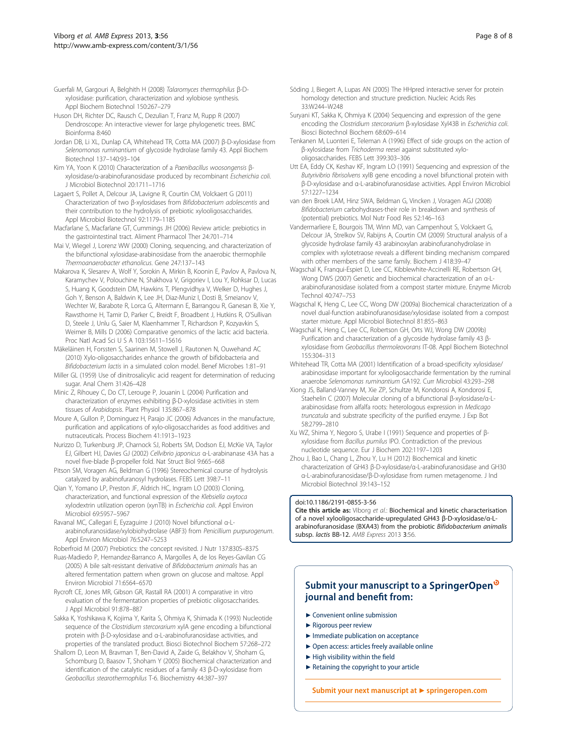Guerfali M, Gargouri A, Belghith H (2008) *Talaromyces thermophilus* β-D-xylosidase: purification, characterization and xylobiose synthesis. Appl Biochem Biotechnol 150:267–279

Huson DH, Richter DC, Rausch C, Dezulian T, Franz M, Rupp R (2007) Dendroscope: An interactive viewer for large phylogenetic trees. BMC Bioinforma 8:460

Jordan DB, Li XL, Dunlap CA, Whitehead TR, Cotta MA (2007) β-D-xylosidase from *Selenomonas ruminantium* of glycoside hydrolase family 43. Appl Biochem Biotechnol 137–140:93–104

Kim YA, Yoon K (2010) Characterization of a *Paenibacillus woosongensis* β-xylosidase/α-arabinofuranosidase produced by recombinant *Escherichia coli*. J Microbiol Biotechnol 20:1711–1716

Lagaert S, Pollet A, Delcour JA, Lavigne R, Courtin CM, Volckaert G (2011) Characterization of two β-xylosidases from *Bifidobacterium adolescentis* and their contribution to the hydrolysis of prebiotic xylooligosaccharides. Appl Microbiol Biotechnol 92:1179–1185

Macfarlane S, Macfarlane GT, Cummings JH (2006) Review article: prebiotics in the gastrointestinal tract. Aliment Pharmacol Ther 24:701–714

Mai V, Wiegel J, Lorenz WW (2000) Cloning, sequencing, and characterization of the bifunctional xylosidase-arabinosidase from the anaerobic thermophile *Thermoanaerobacter ethanolicus*. Gene 247:137–143

Makarova K, Slesarev A, Wolf Y, Sorokin A, Mirkin B, Koonin E, Pavlov A, Pavlova N, Karamychev V, Polouchine N, Shakhova V, Grigoriev I, Lou Y, Rohksar D, Lucas S, Huang K, Goodstein DM, Hawkins T, Plengvidhya V, Welker D, Hughes J, Goh Y, Benson A, Baldwin K, Lee JH, Diaz-Muniz I, Dosti B, Smeianov V, Wechter W, Barabote R, Lorca G, Altermann E, Barrangou R, Ganesan B, Xie Y, Rawsthorne H, Tamir D, Parker C, Breidt F, Broadbent J, Hutkins R, O'Sullivan D, Steele J, Unlu G, Saier M, Klaenhammer T, Richardson P, Kozyavkin S, Weimer B, Mills D (2006) Comparative genomics of the lactic acid bacteria. Proc Natl Acad Sci U S A 103:15611–15616

Mäkeläinen H, Forssten S, Saarinen M, Stowell J, Rautonen N, Ouwehand AC (2010) Xylo-oligosaccharides enhance the growth of bifidobacteria and *Bifidobacterium lactis* in a simulated colon model. Benef Microbes 1:81–91

Miller GL (1959) Use of dinitrosalicylic acid reagent for determination of reducing sugar. Anal Chem 31:426–428

Minic Z, Rihouey C, Do CT, Lerouge P, Jouanin L (2004) Purification and characterization of enzymes exhibiting β-D-xylosidase activities in stem tissues of *Arabidopsis*. Plant Physiol 135:867–878

Moure A, Gullon P, Dominguez H, Parajo JC (2006) Advances in the manufacture, purification and applications of xylo-oligosaccharides as food additives and nutraceuticals. Process Biochem 41:1913–1923

Nurizzo D, Turkenburg JP, Charnock SJ, Roberts SM, Dodson EJ, McKie VA, Taylor EJ, Gilbert HJ, Davies GJ (2002) *Cellvibrio japonicus* α-L-arabinanase 43A has a novel five-blade β-propeller fold. Nat Struct Biol 9:665–668

Pitson SM, Voragen AG, Beldman G (1996) Stereochemical course of hydrolysis catalyzed by arabinofuranosyl hydrolases. FEBS Lett 398:7–11

Qian Y, Yomano LP, Preston JF, Aldrich HC, Ingram LO (2003) Cloning, characterization, and functional expression of the *Klebsiella oxytoca* xylodextrin utilization operon (xynTB) in *Escherichia coli*. Appl Environ Microbiol 69:5957–5967

Ravanal MC, Callegari E, Eyzaguirre J (2010) Novel bifunctional α-L-arabinofuranosidase/xylobiohydrolase (ABF3) from *Penicillium purpurogenum*. Appl Environ Microbiol 76:5247–5253

Roberfroid M (2007) Prebiotics: the concept revisited. J Nutr 137:830S–837S

Ruas-Madiedo P, Hernandez-Barranco A, Margolles A, de los Reyes-Gavilan CG (2005) A bile salt-resistant derivative of *Bifidobacterium animalis* has an altered fermentation pattern when grown on glucose and maltose. Appl Environ Microbiol 71:6564–6570

Rycroft CE, Jones MR, Gibson GR, Rastall RA (2001) A comparative in vitro evaluation of the fermentation properties of prebiotic oligosaccharides. J Appl Microbiol 91:878–887

Sakka K, Yoshikawa K, Kojima Y, Karita S, Ohmiya K, Shimada K (1993) Nucleotide sequence of the *Clostridium stercorarium* xylA gene encoding a bifunctional protein with β-D-xylosidase and α-L-arabinofuranosidase activities, and properties of the translated product. Biosci Biotechnol Biochem 57:268–272

Shallom D, Leon M, Bravman T, Ben-David A, Zaide G, Belakhov V, Shoham G, Schomburg D, Baasov T, Shoham Y (2005) Biochemical characterization and identification of the catalytic residues of a family 43 β-D-xylosidase from *Geobacillus stearothermophilus* T-6. Biochemistry 44:387–397

Söding J, Biegert A, Lupas AN (2005) The HHpred interactive server for protein homology detection and structure prediction. Nucleic Acids Res 33:W244–W248

Suryani KT, Sakka K, Ohmiya K (2004) Sequencing and expression of the gene encoding the *Clostridium stercorarium* β-xylosidase Xyl43B in *Escherichia coli*. Biosci Biotechnol Biochem 68:609–614

Tenkanen M, Luonteri E, Teleman A (1996) Effect of side groups on the action of β-xylosidase from *Trichoderma reesei* against substituted xylo-oligosaccharides. FEBS Lett 399:303–306

Utt EA, Eddy CK, Keshav KF, Ingram LO (1991) Sequencing and expression of the *Butyrivibrio fibrisolvens* xylB gene encoding a novel bifunctional protein with β-D-xylosidase and α-L-arabinofuranosidase activities. Appl Environ Microbiol 57:1227–1234

van den Broek LAM, Hinz SWA, Beldman G, Vincken J, Voragen AGJ (2008) *Bifidobacterium* carbohydrases-their role in breakdown and synthesis of (potential) prebiotics. Mol Nutr Food Res 52:146–163

Vandermarliere E, Bourgois TM, Winn MD, van Campenhout S, Volckaert G, Delcour JA, Strelkov SV, Rabijns A, Courtin CM (2009) Structural analysis of a glycoside hydrolase family 43 arabinoxylan arabinofuranohydrolase in complex with xylotetraose reveals a different binding mechanism compared with other members of the same family. Biochem J 418:39–47

Wagschal K, Franqui-Espiet D, Lee CC, Kibblewhite-Accinelli RE, Robertson GH, Wong DWS (2007) Genetic and biochemical characterization of an α-L-arabinofuranosidase isolated from a compost starter mixture. Enzyme Microb Technol 40:747–753

Wagschal K, Heng C, Lee CC, Wong DW (2009a) Biochemical characterization of a novel dual-function arabinofuranosidase/xylosidase isolated from a compost starter mixture. Appl Microbiol Biotechnol 81:855–863

Wagschal K, Heng C, Lee CC, Robertson GH, Orts WJ, Wong DW (2009b) Purification and characterization of a glycoside hydrolase family 43 β-xylosidase from *Geobacillus thermoleovorans* IT-08. Appl Biochem Biotechnol 155:304–313

Whitehead TR, Cotta MA (2001) Identification of a broad-specificity xylosidase/arabinosidase important for xylooligosaccharide fermentation by the ruminal anaerobe *Selenomonas ruminantium* GA192. Curr Microbiol 43:293–298

Xiong JS, Balland-Vanney M, Xie ZP, Schultze M, Kondorosi A, Kondorosi E, Staehelin C (2007) Molecular cloning of a bifunctional β-xylosidase/α-L-arabinosidase from alfalfa roots: heterologous expression in *Medicago truncatula* and substrate specificity of the purified enzyme. J Exp Bot 58:2799–2810

Xu WZ, Shima Y, Negoro S, Urabe I (1991) Sequence and properties of β-xylosidase from *Bacillus pumilus* IPO. Contradiction of the previous nucleotide sequence. Eur J Biochem 202:1197–1203

Zhou J, Bao L, Chang L, Zhou Y, Lu H (2012) Biochemical and kinetic characterization of GH43 β-D-xylosidase/α-L-arabinofuranosidase and GH30 α-L-arabinofuranosidase/β-D-xylosidase from rumen metagenome. J Ind Microbiol Biotechnol 39:143–152

doi:10.1186/2191-0855-3-56

**Cite this article as:** Viborg *et al.*: **Biochemical and kinetic characterisation of a novel xylooligosaccharide-upregulated GH43 β-D-xylosidase/α-L-arabinofuranosidase (BXA43) from the probiotic *Bifidobacterium animalis* subsp. *lactis* BB-12.** *AMB Express* 2013 **3**:56.

**Submit your manuscript to a SpringerOpen journal and benefit from:**

- ► Convenient online submission
- ► Rigorous peer review
- ► Immediate publication on acceptance
- ► Open access: articles freely available online
- ► High visibility within the field
- ► Retaining the copyright to your article

**Submit your next manuscript at ► springeropen.com**